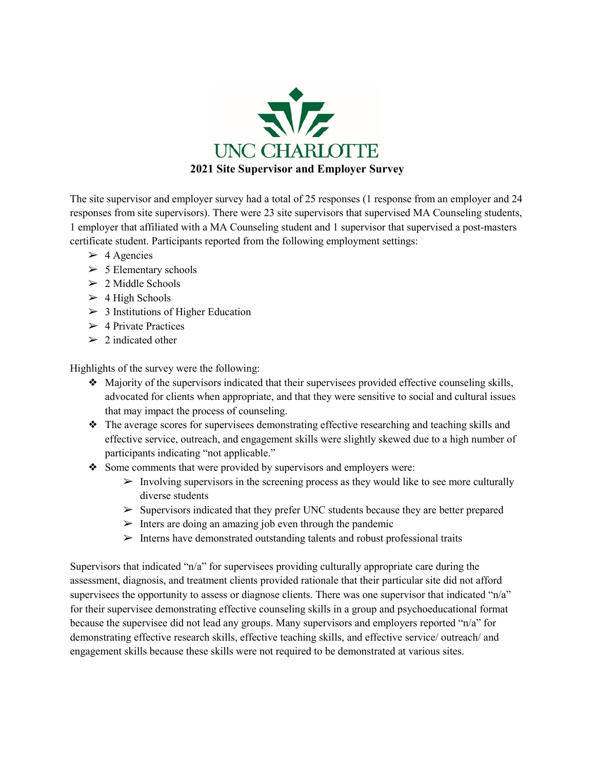UNC CHARLOTTE

# 2021 Site Supervisor and Employer Survey

The site supervisor and employer survey had a total of 25 responses (1 response from an employer and 24 responses from site supervisors). There were 23 site supervisors that supervised MA Counseling students, 1 employer that affiliated with a MA Counseling student and 1 supervisor that supervised a post-masters certificate student. Participants reported from the following employment settings:

- 4 Agencies
- 5 Elementary schools
- 2 Middle Schools
- 4 High Schools
- 3 Institutions of Higher Education
- 4 Private Practices
- 2 indicated other

Highlights of the survey were the following:

- Majority of the supervisors indicated that their supervisees provided effective counseling skills, advocated for clients when appropriate, and that they were sensitive to social and cultural issues that may impact the process of counseling.
- The average scores for supervisees demonstrating effective researching and teaching skills and effective service, outreach, and engagement skills were slightly skewed due to a high number of participants indicating "not applicable."
- Some comments that were provided by supervisors and employers were:
    - Involving supervisors in the screening process as they would like to see more culturally diverse students
    - Supervisors indicated that they prefer UNC students because they are better prepared
    - Inters are doing an amazing job even through the pandemic
    - Interns have demonstrated outstanding talents and robust professional traits

Supervisors that indicated "n/a" for supervisees providing culturally appropriate care during the assessment, diagnosis, and treatment clients provided rationale that their particular site did not afford supervisees the opportunity to assess or diagnose clients. There was one supervisor that indicated "n/a" for their supervisee demonstrating effective counseling skills in a group and psychoeducational format because the supervisee did not lead any groups. Many supervisors and employers reported "n/a" for demonstrating effective research skills, effective teaching skills, and effective service/ outreach/ and engagement skills because these skills were not required to be demonstrated at various sites.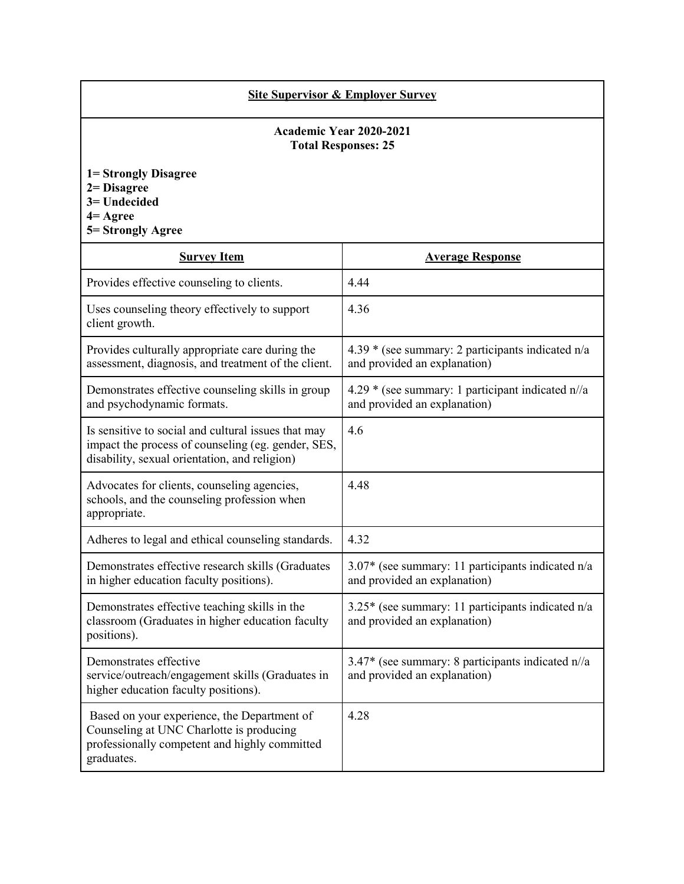**Site Supervisor & Employer Survey**

**Academic Year 2020-2021**
**Total Responses: 25**

**1= Strongly Disagree**
**2= Disagree**
**3= Undecided**
**4= Agree**
**5= Strongly Agree**

| Survey Item | Average Response |
|---|---|
| Provides effective counseling to clients. | 4.44 |
| Uses counseling theory effectively to support client growth. | 4.36 |
| Provides culturally appropriate care during the assessment, diagnosis, and treatment of the client. | 4.39 * (see summary: 2 participants indicated n/a and provided an explanation) |
| Demonstrates effective counseling skills in group and psychodynamic formats. | 4.29 * (see summary: 1 participant indicated n//a and provided an explanation) |
| Is sensitive to social and cultural issues that may impact the process of counseling (eg. gender, SES, disability, sexual orientation, and religion) | 4.6 |
| Advocates for clients, counseling agencies, schools, and the counseling profession when appropriate. | 4.48 |
| Adheres to legal and ethical counseling standards. | 4.32 |
| Demonstrates effective research skills (Graduates in higher education faculty positions). | 3.07* (see summary: 11 participants indicated n/a and provided an explanation) |
| Demonstrates effective teaching skills in the classroom (Graduates in higher education faculty positions). | 3.25* (see summary: 11 participants indicated n/a and provided an explanation) |
| Demonstrates effective service/outreach/engagement skills (Graduates in higher education faculty positions). | 3.47* (see summary: 8 participants indicated n//a and provided an explanation) |
| Based on your experience, the Department of Counseling at UNC Charlotte is producing professionally competent and highly committed graduates. | 4.28 |